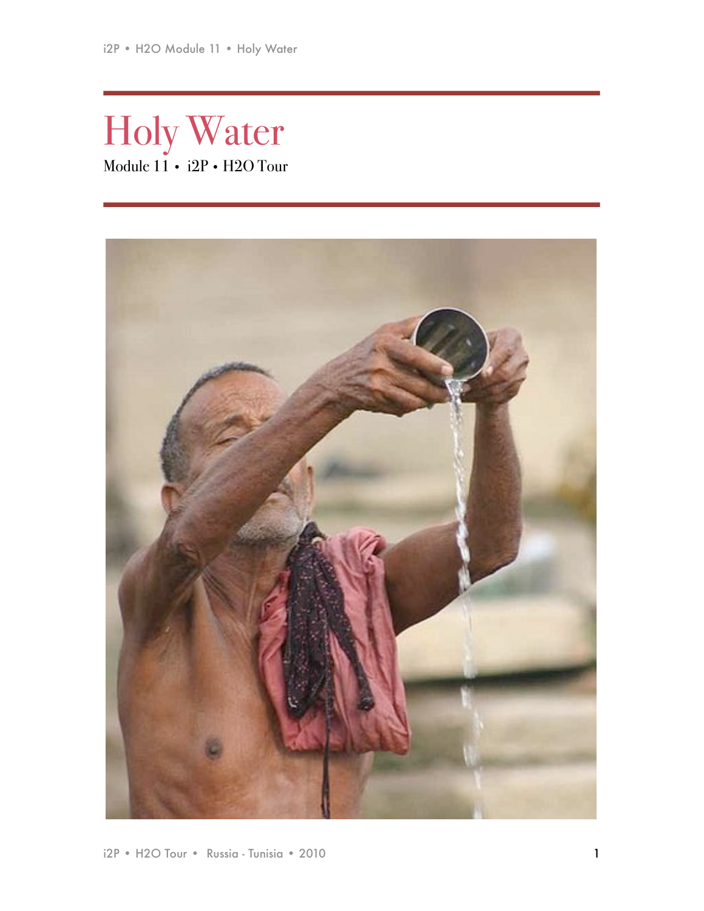# Holy Water

Module 11 • i2P • H2O Tour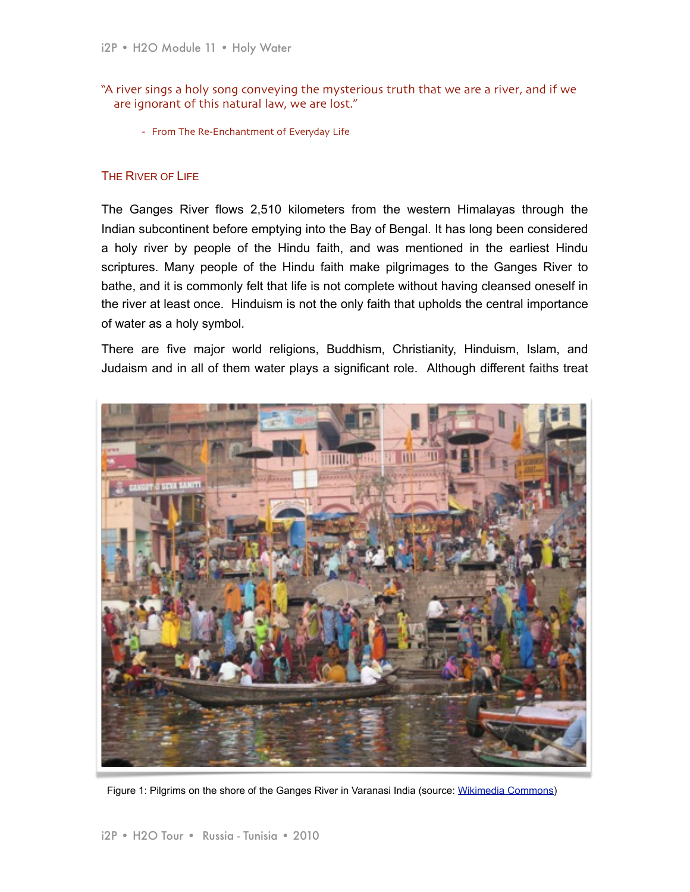"A river sings a holy song conveying the mysterious truth that we are a river, and if we are ignorant of this natural law, we are lost."

- From The Re-Enchantment of Everyday Life

## The River of Life

The Ganges River flows 2,510 kilometers from the western Himalayas through the Indian subcontinent before emptying into the Bay of Bengal. It has long been considered a holy river by people of the Hindu faith, and was mentioned in the earliest Hindu scriptures. Many people of the Hindu faith make pilgrimages to the Ganges River to bathe, and it is commonly felt that life is not complete without having cleansed oneself in the river at least once. Hinduism is not the only faith that upholds the central importance of water as a holy symbol.

There are five major world religions, Buddhism, Christianity, Hinduism, Islam, and Judaism and in all of them water plays a significant role. Although different faiths treat

Figure 1: Pilgrims on the shore of the Ganges River in Varanasi India (source: Wikimedia Commons)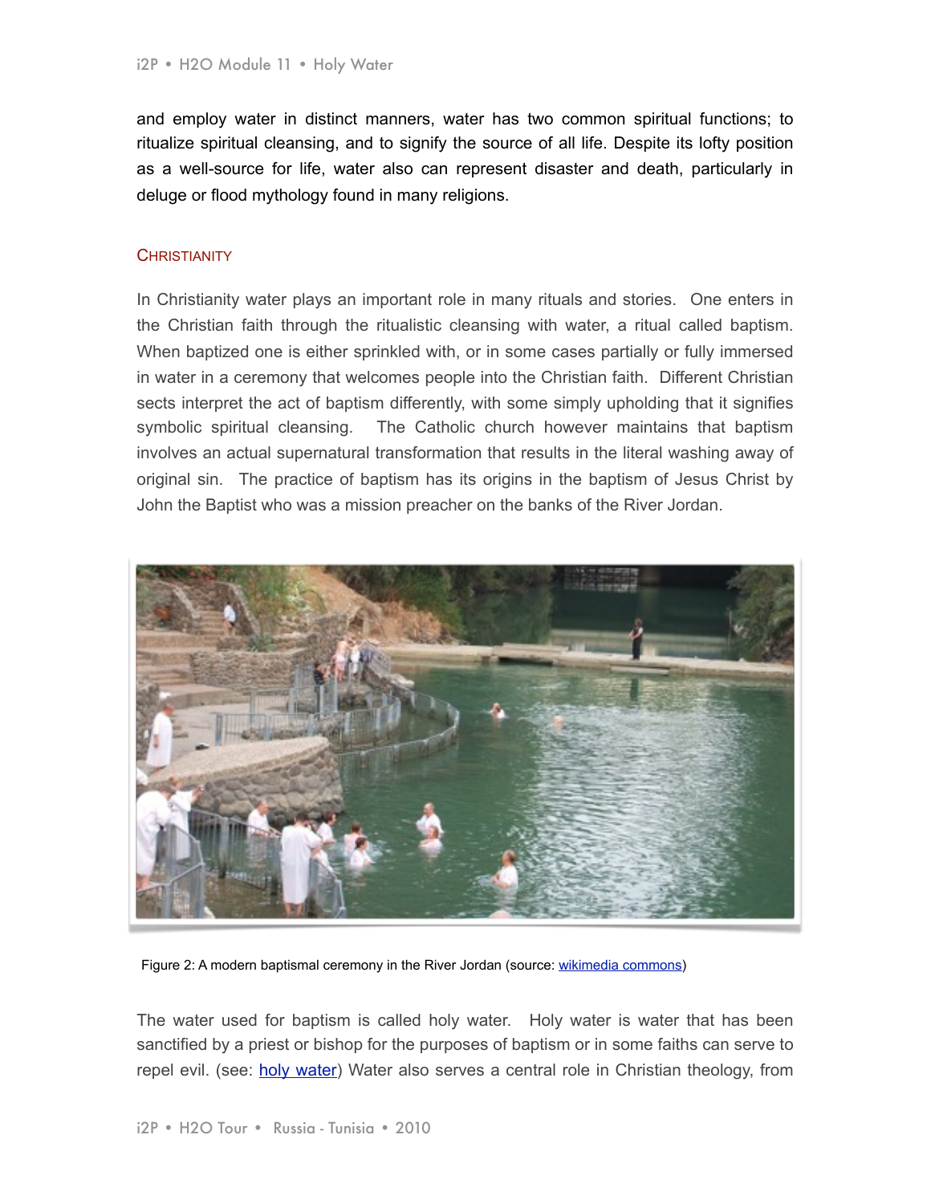and employ water in distinct manners, water has two common spiritual functions; to ritualize spiritual cleansing, and to signify the source of all life. Despite its lofty position as a well-source for life, water also can represent disaster and death, particularly in deluge or flood mythology found in many religions.

## Christianity

In Christianity water plays an important role in many rituals and stories. One enters in the Christian faith through the ritualistic cleansing with water, a ritual called baptism. When baptized one is either sprinkled with, or in some cases partially or fully immersed in water in a ceremony that welcomes people into the Christian faith. Different Christian sects interpret the act of baptism differently, with some simply upholding that it signifies symbolic spiritual cleansing. The Catholic church however maintains that baptism involves an actual supernatural transformation that results in the literal washing away of original sin. The practice of baptism has its origins in the baptism of Jesus Christ by John the Baptist who was a mission preacher on the banks of the River Jordan.

Figure 2: A modern baptismal ceremony in the River Jordan (source: [wikimedia commons])

The water used for baptism is called holy water. Holy water is water that has been sanctified by a priest or bishop for the purposes of baptism or in some faiths can serve to repel evil. (see: [holy water]) Water also serves a central role in Christian theology, from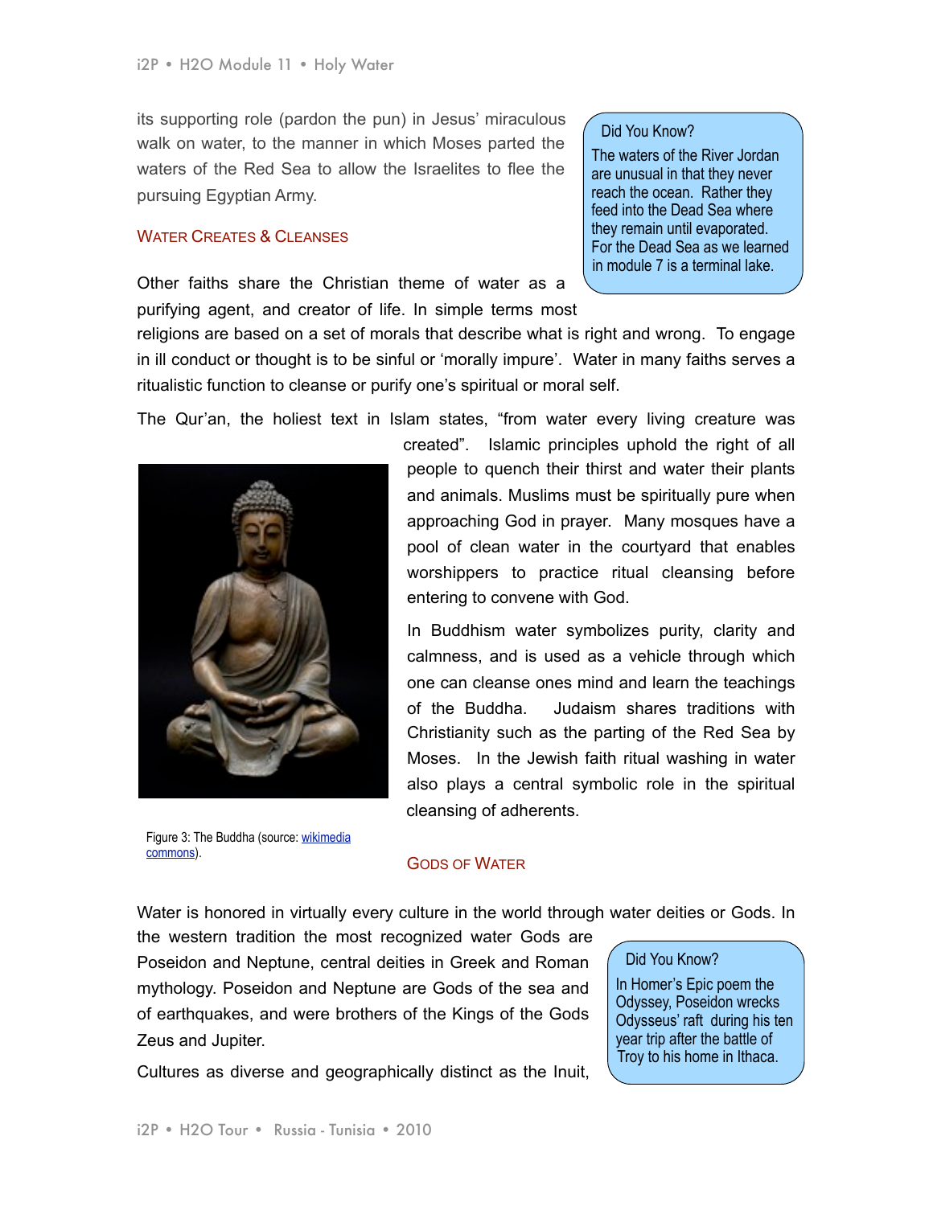its supporting role (pardon the pun) in Jesus' miraculous walk on water, to the manner in which Moses parted the waters of the Red Sea to allow the Israelites to flee the pursuing Egyptian Army.

> Did You Know?
>
> The waters of the River Jordan are unusual in that they never reach the ocean. Rather they feed into the Dead Sea where they remain until evaporated. For the Dead Sea as we learned in module 7 is a terminal lake.

## Water Creates & Cleanses

Other faiths share the Christian theme of water as a purifying agent, and creator of life. In simple terms most religions are based on a set of morals that describe what is right and wrong. To engage in ill conduct or thought is to be sinful or 'morally impure'. Water in many faiths serves a ritualistic function to cleanse or purify one's spiritual or moral self.

The Qur'an, the holiest text in Islam states, "from water every living creature was created". Islamic principles uphold the right of all people to quench their thirst and water their plants and animals. Muslims must be spiritually pure when approaching God in prayer. Many mosques have a pool of clean water in the courtyard that enables worshippers to practice ritual cleansing before entering to convene with God.

Figure 3: The Buddha (source: [wikimedia commons](wikimedia commons)).

In Buddhism water symbolizes purity, clarity and calmness, and is used as a vehicle through which one can cleanse ones mind and learn the teachings of the Buddha. Judaism shares traditions with Christianity such as the parting of the Red Sea by Moses. In the Jewish faith ritual washing in water also plays a central symbolic role in the spiritual cleansing of adherents.

## Gods of Water

Water is honored in virtually every culture in the world through water deities or Gods. In the western tradition the most recognized water Gods are Poseidon and Neptune, central deities in Greek and Roman mythology. Poseidon and Neptune are Gods of the sea and of earthquakes, and were brothers of the Kings of the Gods Zeus and Jupiter.

> Did You Know?
>
> In Homer's Epic poem the Odyssey, Poseidon wrecks Odysseus' raft during his ten year trip after the battle of Troy to his home in Ithaca.

Cultures as diverse and geographically distinct as the Inuit,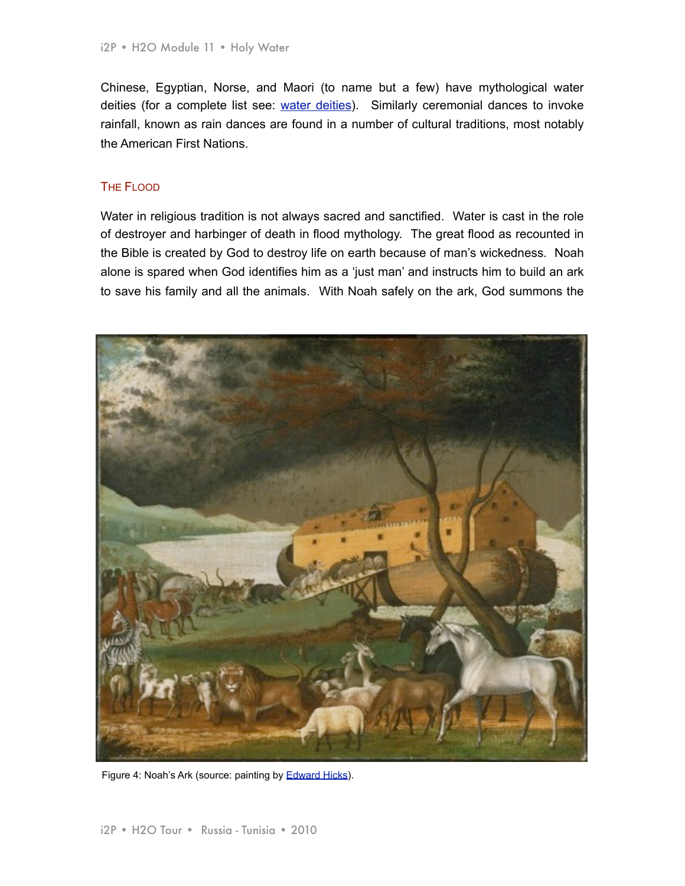Chinese, Egyptian, Norse, and Maori (to name but a few) have mythological water deities (for a complete list see: water deities). Similarly ceremonial dances to invoke rainfall, known as rain dances are found in a number of cultural traditions, most notably the American First Nations.

## The Flood

Water in religious tradition is not always sacred and sanctified. Water is cast in the role of destroyer and harbinger of death in flood mythology. The great flood as recounted in the Bible is created by God to destroy life on earth because of man's wickedness. Noah alone is spared when God identifies him as a 'just man' and instructs him to build an ark to save his family and all the animals. With Noah safely on the ark, God summons the

Figure 4: Noah's Ark (source: painting by Edward Hicks).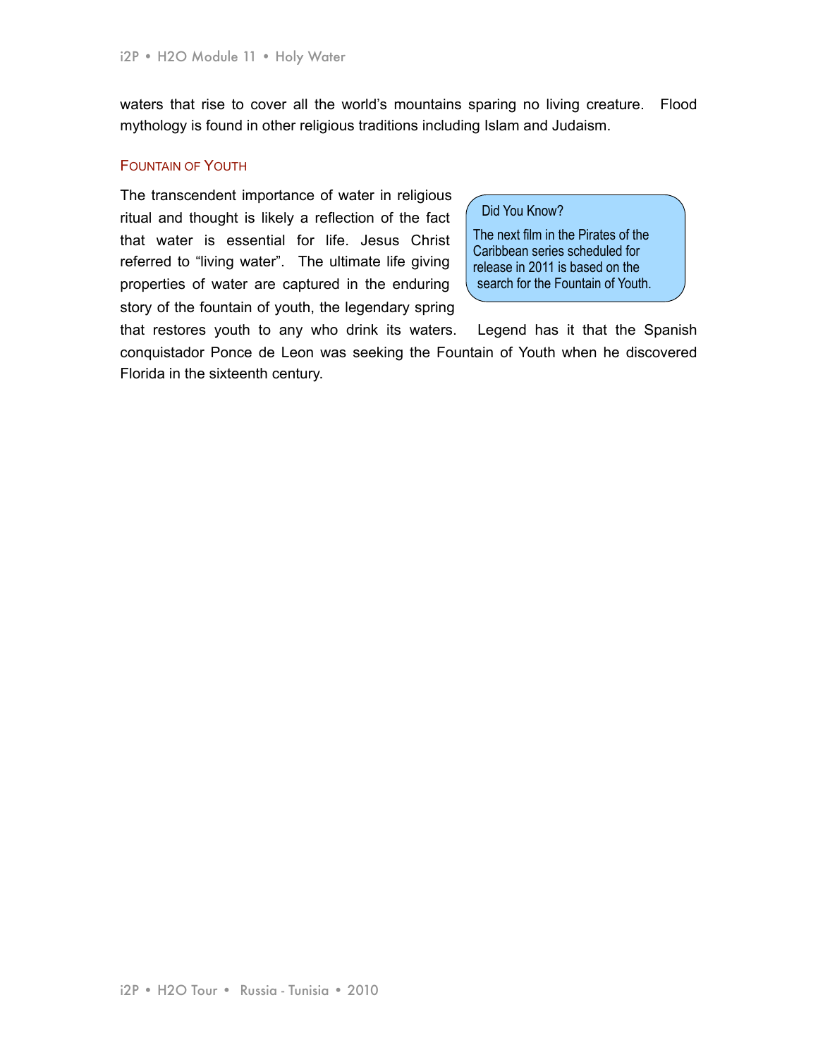waters that rise to cover all the world's mountains sparing no living creature. Flood mythology is found in other religious traditions including Islam and Judaism.

## Fountain of Youth

The transcendent importance of water in religious ritual and thought is likely a reflection of the fact that water is essential for life. Jesus Christ referred to "living water". The ultimate life giving properties of water are captured in the enduring story of the fountain of youth, the legendary spring that restores youth to any who drink its waters. Legend has it that the Spanish conquistador Ponce de Leon was seeking the Fountain of Youth when he discovered Florida in the sixteenth century.

> **Did You Know?**
>
> The next film in the Pirates of the Caribbean series scheduled for release in 2011 is based on the search for the Fountain of Youth.